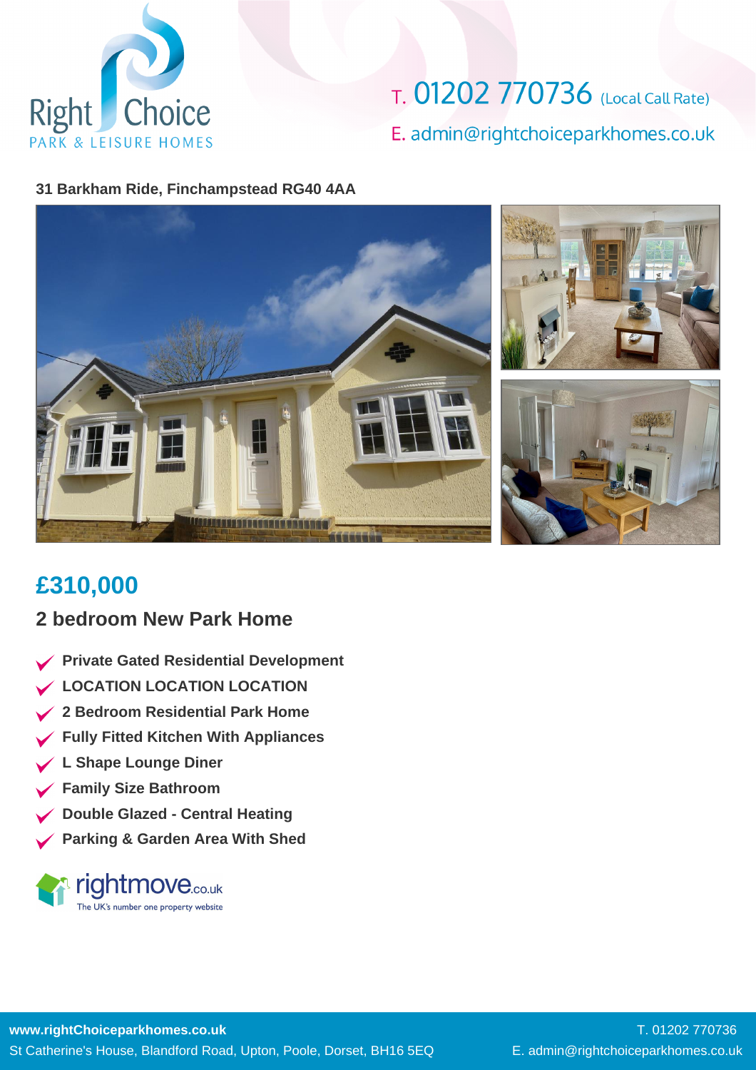Right Choice
PARK & LEISURE HOMES

T. 01202 770736 (Local Call Rate)

E. admin@rightchoiceparkhomes.co.uk

**31 Barkham Ride, Finchampstead RG40 4AA**

# £310,000

## 2 bedroom New Park Home

- **Private Gated Residential Development**
- **LOCATION LOCATION LOCATION**
- **2 Bedroom Residential Park Home**
- **Fully Fitted Kitchen With Appliances**
- **L Shape Lounge Diner**
- **Family Size Bathroom**
- **Double Glazed - Central Heating**
- **Parking & Garden Area With Shed**

rightmove.co.uk
The UK's number one property website

**www.rightChoiceparkhomes.co.uk**
St Catherine's House, Blandford Road, Upton, Poole, Dorset, BH16 5EQ

T. 01202 770736
E. admin@rightchoiceparkhomes.co.uk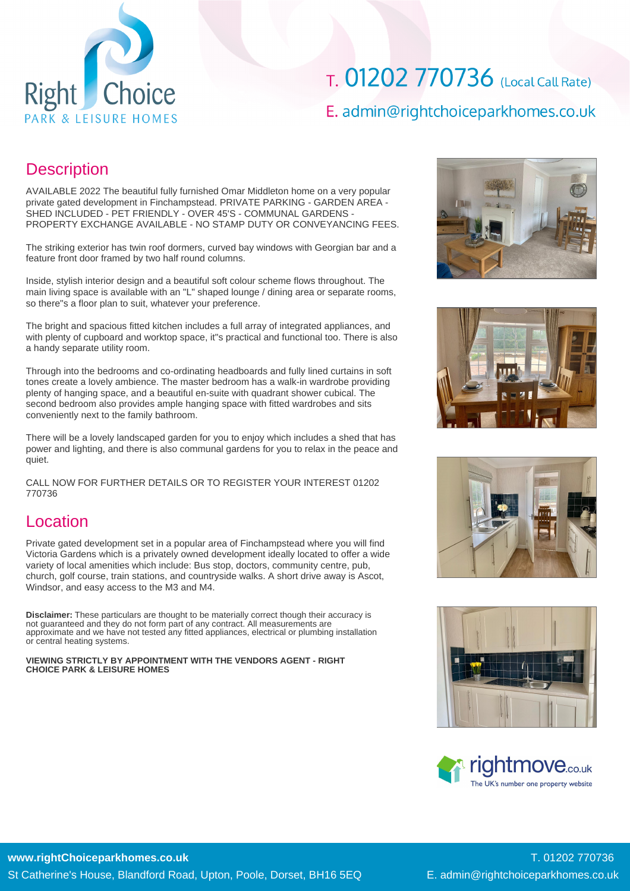# Description

AVAILABLE 2022 The beautiful fully furnished Omar Middleton home on a very popular private gated development in Finchampstead. PRIVATE PARKING - GARDEN AREA - SHED INCLUDED - PET FRIENDLY - OVER 45'S - COMMUNAL GARDENS - PROPERTY EXCHANGE AVAILABLE - NO STAMP DUTY OR CONVEYANCING FEES.

The striking exterior has twin roof dormers, curved bay windows with Georgian bar and a feature front door framed by two half round columns.

Inside, stylish interior design and a beautiful soft colour scheme flows throughout. The main living space is available with an "L" shaped lounge / dining area or separate rooms, so there"s a floor plan to suit, whatever your preference.

The bright and spacious fitted kitchen includes a full array of integrated appliances, and with plenty of cupboard and worktop space, it"s practical and functional too. There is also a handy separate utility room.

Through into the bedrooms and co-ordinating headboards and fully lined curtains in soft tones create a lovely ambience. The master bedroom has a walk-in wardrobe providing plenty of hanging space, and a beautiful en-suite with quadrant shower cubical. The second bedroom also provides ample hanging space with fitted wardrobes and sits conveniently next to the family bathroom.

There will be a lovely landscaped garden for you to enjoy which includes a shed that has power and lighting, and there is also communal gardens for you to relax in the peace and quiet.

CALL NOW FOR FURTHER DETAILS OR TO REGISTER YOUR INTEREST 01202 770736

# Location

Private gated development set in a popular area of Finchampstead where you will find Victoria Gardens which is a privately owned development ideally located to offer a wide variety of local amenities which include: Bus stop, doctors, community centre, pub, church, golf course, train stations, and countryside walks. A short drive away is Ascot, Windsor, and easy access to the M3 and M4.

**Disclaimer:** These particulars are thought to be materially correct though their accuracy is not guaranteed and they do not form part of any contract. All measurements are approximate and we have not tested any fitted appliances, electrical or plumbing installation or central heating systems.

**VIEWING STRICTLY BY APPOINTMENT WITH THE VENDORS AGENT - RIGHT CHOICE PARK & LEISURE HOMES**